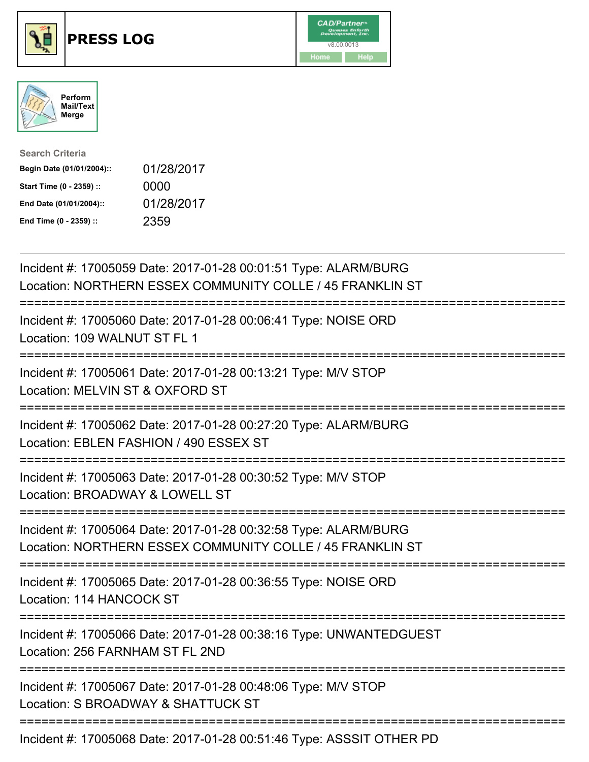# PRESS LOG

Perform Mail/Text Merge

**Search Criteria**

| | |
|---|---|
| **Begin Date (01/01/2004)::** | 01/28/2017 |
| **Start Time (0 - 2359) ::** | 0000 |
| **End Date (01/01/2004)::** | 01/28/2017 |
| **End Time (0 - 2359) ::** | 2359 |

---

Incident #: 17005059 Date: 2017-01-28 00:01:51 Type: ALARM/BURG
Location: NORTHERN ESSEX COMMUNITY COLLE / 45 FRANKLIN ST

===========================================================================

Incident #: 17005060 Date: 2017-01-28 00:06:41 Type: NOISE ORD
Location: 109 WALNUT ST FL 1

===========================================================================

Incident #: 17005061 Date: 2017-01-28 00:13:21 Type: M/V STOP
Location: MELVIN ST & OXFORD ST

===========================================================================

Incident #: 17005062 Date: 2017-01-28 00:27:20 Type: ALARM/BURG
Location: EBLEN FASHION / 490 ESSEX ST

===========================================================================

Incident #: 17005063 Date: 2017-01-28 00:30:52 Type: M/V STOP
Location: BROADWAY & LOWELL ST

===========================================================================

Incident #: 17005064 Date: 2017-01-28 00:32:58 Type: ALARM/BURG
Location: NORTHERN ESSEX COMMUNITY COLLE / 45 FRANKLIN ST

===========================================================================

Incident #: 17005065 Date: 2017-01-28 00:36:55 Type: NOISE ORD
Location: 114 HANCOCK ST

===========================================================================

Incident #: 17005066 Date: 2017-01-28 00:38:16 Type: UNWANTEDGUEST
Location: 256 FARNHAM ST FL 2ND

===========================================================================

Incident #: 17005067 Date: 2017-01-28 00:48:06 Type: M/V STOP
Location: S BROADWAY & SHATTUCK ST

===========================================================================

Incident #: 17005068 Date: 2017-01-28 00:51:46 Type: ASSSIT OTHER PD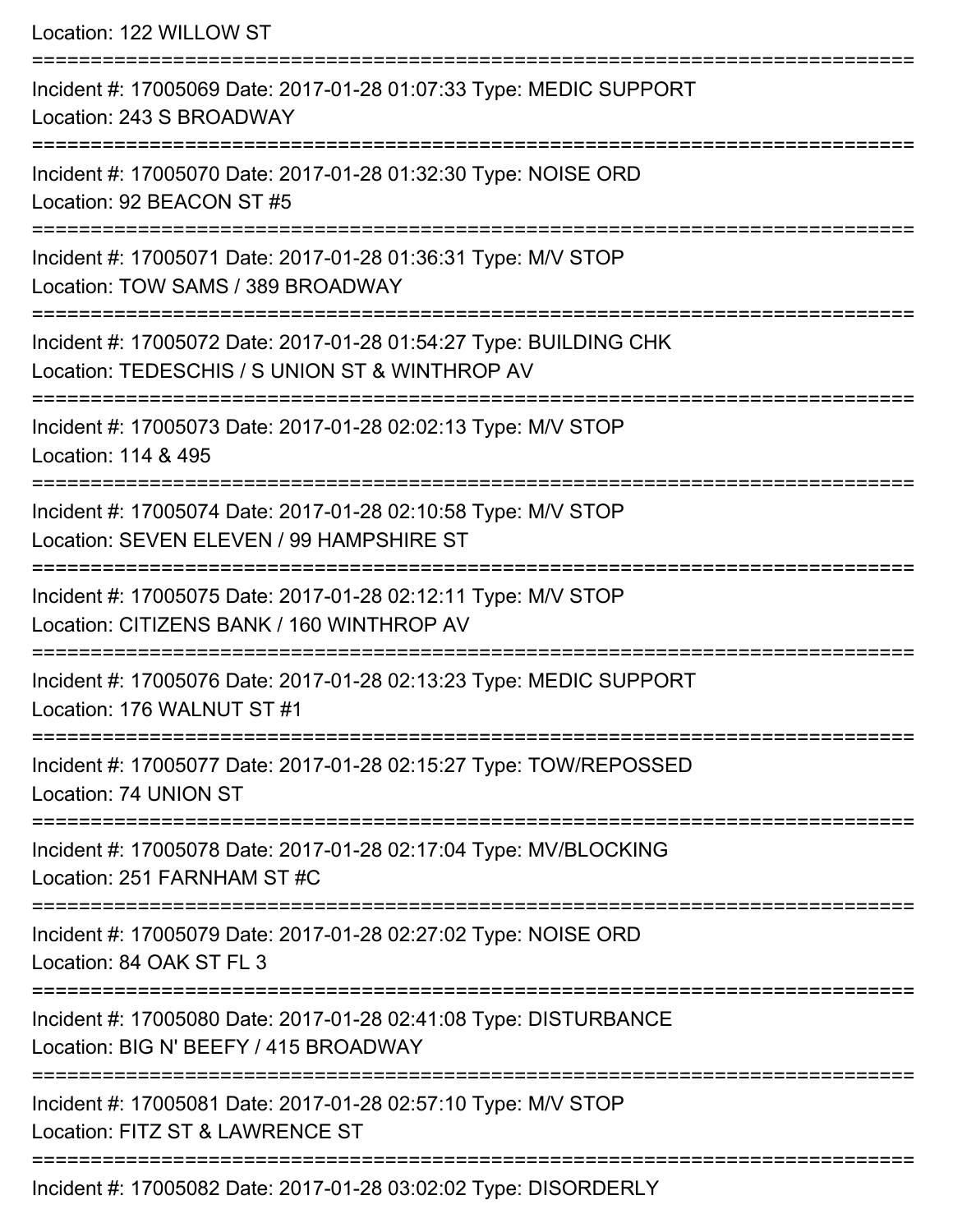Location: 122 WILLOW ST

===========================================================================

Incident #: 17005069 Date: 2017-01-28 01:07:33 Type: MEDIC SUPPORT
Location: 243 S BROADWAY

===========================================================================

Incident #: 17005070 Date: 2017-01-28 01:32:30 Type: NOISE ORD
Location: 92 BEACON ST #5

===========================================================================

Incident #: 17005071 Date: 2017-01-28 01:36:31 Type: M/V STOP
Location: TOW SAMS / 389 BROADWAY

===========================================================================

Incident #: 17005072 Date: 2017-01-28 01:54:27 Type: BUILDING CHK
Location: TEDESCHIS / S UNION ST & WINTHROP AV

===========================================================================

Incident #: 17005073 Date: 2017-01-28 02:02:13 Type: M/V STOP
Location: 114 & 495

===========================================================================

Incident #: 17005074 Date: 2017-01-28 02:10:58 Type: M/V STOP
Location: SEVEN ELEVEN / 99 HAMPSHIRE ST

===========================================================================

Incident #: 17005075 Date: 2017-01-28 02:12:11 Type: M/V STOP
Location: CITIZENS BANK / 160 WINTHROP AV

===========================================================================

Incident #: 17005076 Date: 2017-01-28 02:13:23 Type: MEDIC SUPPORT
Location: 176 WALNUT ST #1

===========================================================================

Incident #: 17005077 Date: 2017-01-28 02:15:27 Type: TOW/REPOSSED
Location: 74 UNION ST

===========================================================================

Incident #: 17005078 Date: 2017-01-28 02:17:04 Type: MV/BLOCKING
Location: 251 FARNHAM ST #C

===========================================================================

Incident #: 17005079 Date: 2017-01-28 02:27:02 Type: NOISE ORD
Location: 84 OAK ST FL 3

===========================================================================

Incident #: 17005080 Date: 2017-01-28 02:41:08 Type: DISTURBANCE
Location: BIG N' BEEFY / 415 BROADWAY

===========================================================================

Incident #: 17005081 Date: 2017-01-28 02:57:10 Type: M/V STOP
Location: FITZ ST & LAWRENCE ST

===========================================================================

Incident #: 17005082 Date: 2017-01-28 03:02:02 Type: DISORDERLY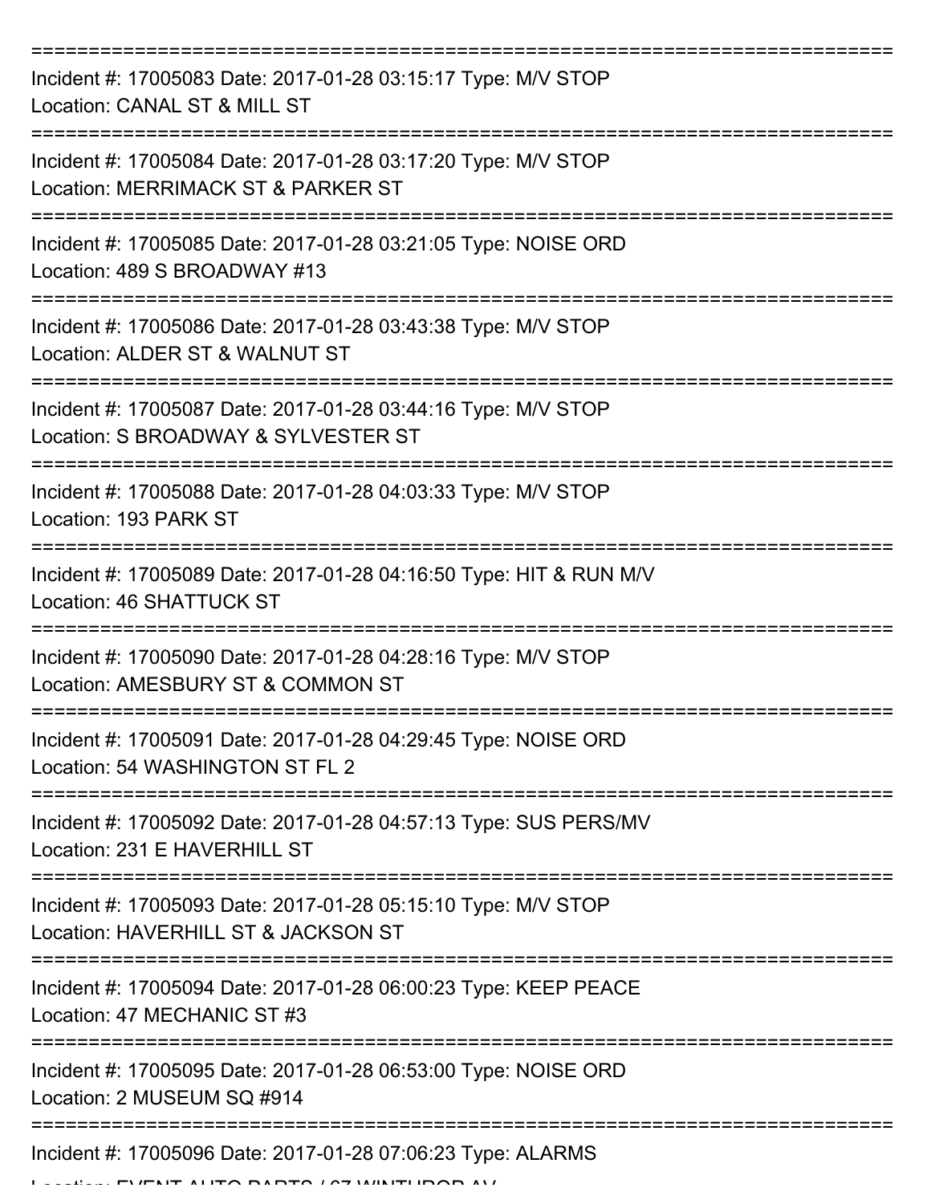---

Incident #: 17005083 Date: 2017-01-28 03:15:17 Type: M/V STOP
Location: CANAL ST & MILL ST

---

Incident #: 17005084 Date: 2017-01-28 03:17:20 Type: M/V STOP
Location: MERRIMACK ST & PARKER ST

---

Incident #: 17005085 Date: 2017-01-28 03:21:05 Type: NOISE ORD
Location: 489 S BROADWAY #13

---

Incident #: 17005086 Date: 2017-01-28 03:43:38 Type: M/V STOP
Location: ALDER ST & WALNUT ST

---

Incident #: 17005087 Date: 2017-01-28 03:44:16 Type: M/V STOP
Location: S BROADWAY & SYLVESTER ST

---

Incident #: 17005088 Date: 2017-01-28 04:03:33 Type: M/V STOP
Location: 193 PARK ST

---

Incident #: 17005089 Date: 2017-01-28 04:16:50 Type: HIT & RUN M/V
Location: 46 SHATTUCK ST

---

Incident #: 17005090 Date: 2017-01-28 04:28:16 Type: M/V STOP
Location: AMESBURY ST & COMMON ST

---

Incident #: 17005091 Date: 2017-01-28 04:29:45 Type: NOISE ORD
Location: 54 WASHINGTON ST FL 2

---

Incident #: 17005092 Date: 2017-01-28 04:57:13 Type: SUS PERS/MV
Location: 231 E HAVERHILL ST

---

Incident #: 17005093 Date: 2017-01-28 05:15:10 Type: M/V STOP
Location: HAVERHILL ST & JACKSON ST

---

Incident #: 17005094 Date: 2017-01-28 06:00:23 Type: KEEP PEACE
Location: 47 MECHANIC ST #3

---

Incident #: 17005095 Date: 2017-01-28 06:53:00 Type: NOISE ORD
Location: 2 MUSEUM SQ #914

---

Incident #: 17005096 Date: 2017-01-28 07:06:23 Type: ALARMS
Location: EVENT AUTO PARTS / 67 WINTHROP AV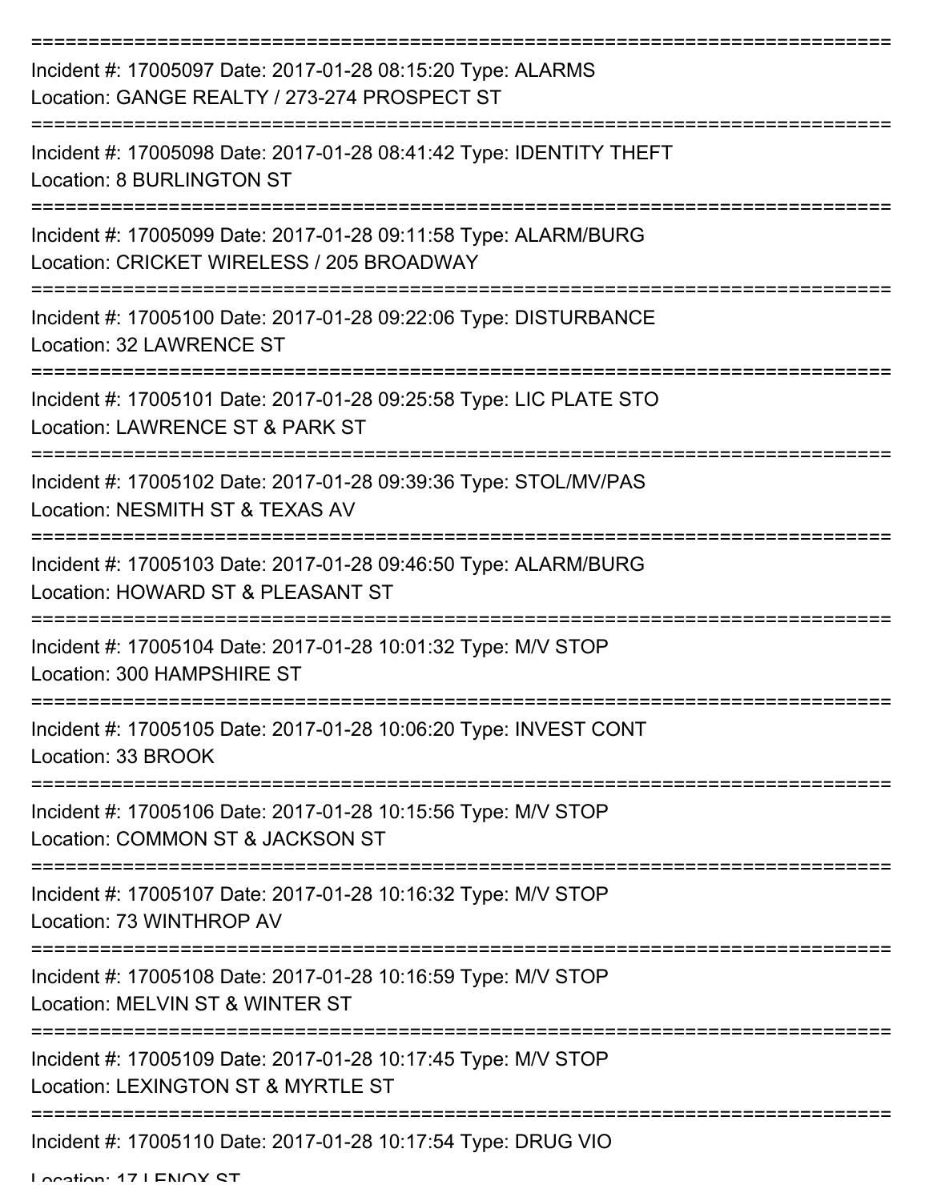---

Incident #: 17005097 Date: 2017-01-28 08:15:20 Type: ALARMS
Location: GANGE REALTY / 273-274 PROSPECT ST

---

Incident #: 17005098 Date: 2017-01-28 08:41:42 Type: IDENTITY THEFT
Location: 8 BURLINGTON ST

---

Incident #: 17005099 Date: 2017-01-28 09:11:58 Type: ALARM/BURG
Location: CRICKET WIRELESS / 205 BROADWAY

---

Incident #: 17005100 Date: 2017-01-28 09:22:06 Type: DISTURBANCE
Location: 32 LAWRENCE ST

---

Incident #: 17005101 Date: 2017-01-28 09:25:58 Type: LIC PLATE STO
Location: LAWRENCE ST & PARK ST

---

Incident #: 17005102 Date: 2017-01-28 09:39:36 Type: STOL/MV/PAS
Location: NESMITH ST & TEXAS AV

---

Incident #: 17005103 Date: 2017-01-28 09:46:50 Type: ALARM/BURG
Location: HOWARD ST & PLEASANT ST

---

Incident #: 17005104 Date: 2017-01-28 10:01:32 Type: M/V STOP
Location: 300 HAMPSHIRE ST

---

Incident #: 17005105 Date: 2017-01-28 10:06:20 Type: INVEST CONT
Location: 33 BROOK

---

Incident #: 17005106 Date: 2017-01-28 10:15:56 Type: M/V STOP
Location: COMMON ST & JACKSON ST

---

Incident #: 17005107 Date: 2017-01-28 10:16:32 Type: M/V STOP
Location: 73 WINTHROP AV

---

Incident #: 17005108 Date: 2017-01-28 10:16:59 Type: M/V STOP
Location: MELVIN ST & WINTER ST

---

Incident #: 17005109 Date: 2017-01-28 10:17:45 Type: M/V STOP
Location: LEXINGTON ST & MYRTLE ST

---

Incident #: 17005110 Date: 2017-01-28 10:17:54 Type: DRUG VIO
Location: 17 LENOX ST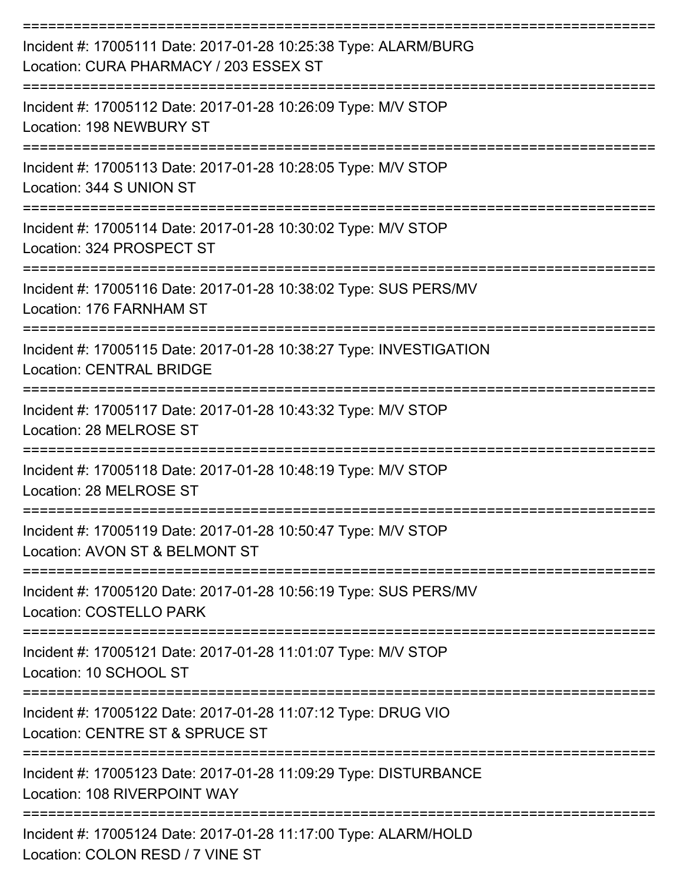===========================================================================

Incident #: 17005111 Date: 2017-01-28 10:25:38 Type: ALARM/BURG
Location: CURA PHARMACY / 203 ESSEX ST

===========================================================================

Incident #: 17005112 Date: 2017-01-28 10:26:09 Type: M/V STOP
Location: 198 NEWBURY ST

===========================================================================

Incident #: 17005113 Date: 2017-01-28 10:28:05 Type: M/V STOP
Location: 344 S UNION ST

===========================================================================

Incident #: 17005114 Date: 2017-01-28 10:30:02 Type: M/V STOP
Location: 324 PROSPECT ST

===========================================================================

Incident #: 17005116 Date: 2017-01-28 10:38:02 Type: SUS PERS/MV
Location: 176 FARNHAM ST

===========================================================================

Incident #: 17005115 Date: 2017-01-28 10:38:27 Type: INVESTIGATION
Location: CENTRAL BRIDGE

===========================================================================

Incident #: 17005117 Date: 2017-01-28 10:43:32 Type: M/V STOP
Location: 28 MELROSE ST

===========================================================================

Incident #: 17005118 Date: 2017-01-28 10:48:19 Type: M/V STOP
Location: 28 MELROSE ST

===========================================================================

Incident #: 17005119 Date: 2017-01-28 10:50:47 Type: M/V STOP
Location: AVON ST & BELMONT ST

===========================================================================

Incident #: 17005120 Date: 2017-01-28 10:56:19 Type: SUS PERS/MV
Location: COSTELLO PARK

===========================================================================

Incident #: 17005121 Date: 2017-01-28 11:01:07 Type: M/V STOP
Location: 10 SCHOOL ST

===========================================================================

Incident #: 17005122 Date: 2017-01-28 11:07:12 Type: DRUG VIO
Location: CENTRE ST & SPRUCE ST

===========================================================================

Incident #: 17005123 Date: 2017-01-28 11:09:29 Type: DISTURBANCE
Location: 108 RIVERPOINT WAY

===========================================================================

Incident #: 17005124 Date: 2017-01-28 11:17:00 Type: ALARM/HOLD
Location: COLON RESD / 7 VINE ST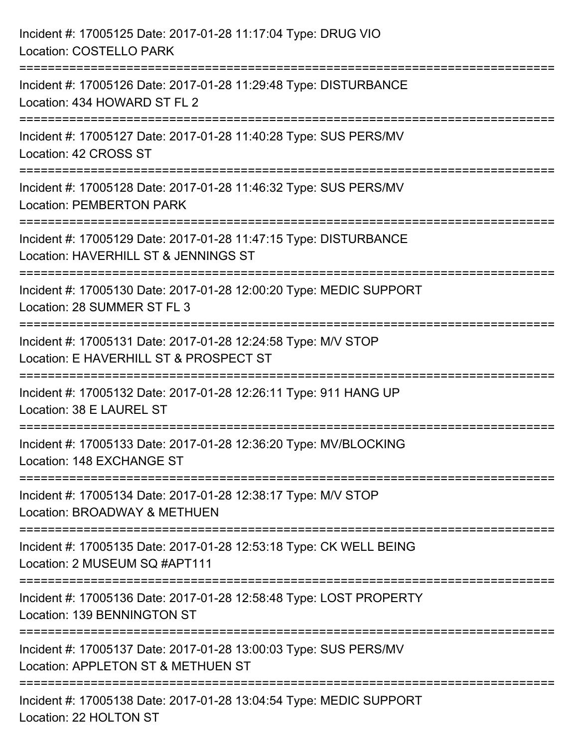Incident #: 17005125 Date: 2017-01-28 11:17:04 Type: DRUG VIO
Location: COSTELLO PARK

===========================================================================

Incident #: 17005126 Date: 2017-01-28 11:29:48 Type: DISTURBANCE
Location: 434 HOWARD ST FL 2

===========================================================================

Incident #: 17005127 Date: 2017-01-28 11:40:28 Type: SUS PERS/MV
Location: 42 CROSS ST

===========================================================================

Incident #: 17005128 Date: 2017-01-28 11:46:32 Type: SUS PERS/MV
Location: PEMBERTON PARK

===========================================================================

Incident #: 17005129 Date: 2017-01-28 11:47:15 Type: DISTURBANCE
Location: HAVERHILL ST & JENNINGS ST

===========================================================================

Incident #: 17005130 Date: 2017-01-28 12:00:20 Type: MEDIC SUPPORT
Location: 28 SUMMER ST FL 3

===========================================================================

Incident #: 17005131 Date: 2017-01-28 12:24:58 Type: M/V STOP
Location: E HAVERHILL ST & PROSPECT ST

===========================================================================

Incident #: 17005132 Date: 2017-01-28 12:26:11 Type: 911 HANG UP
Location: 38 E LAUREL ST

===========================================================================

Incident #: 17005133 Date: 2017-01-28 12:36:20 Type: MV/BLOCKING
Location: 148 EXCHANGE ST

===========================================================================

Incident #: 17005134 Date: 2017-01-28 12:38:17 Type: M/V STOP
Location: BROADWAY & METHUEN

===========================================================================

Incident #: 17005135 Date: 2017-01-28 12:53:18 Type: CK WELL BEING
Location: 2 MUSEUM SQ #APT111

===========================================================================

Incident #: 17005136 Date: 2017-01-28 12:58:48 Type: LOST PROPERTY
Location: 139 BENNINGTON ST

===========================================================================

Incident #: 17005137 Date: 2017-01-28 13:00:03 Type: SUS PERS/MV
Location: APPLETON ST & METHUEN ST

===========================================================================

Incident #: 17005138 Date: 2017-01-28 13:04:54 Type: MEDIC SUPPORT
Location: 22 HOLTON ST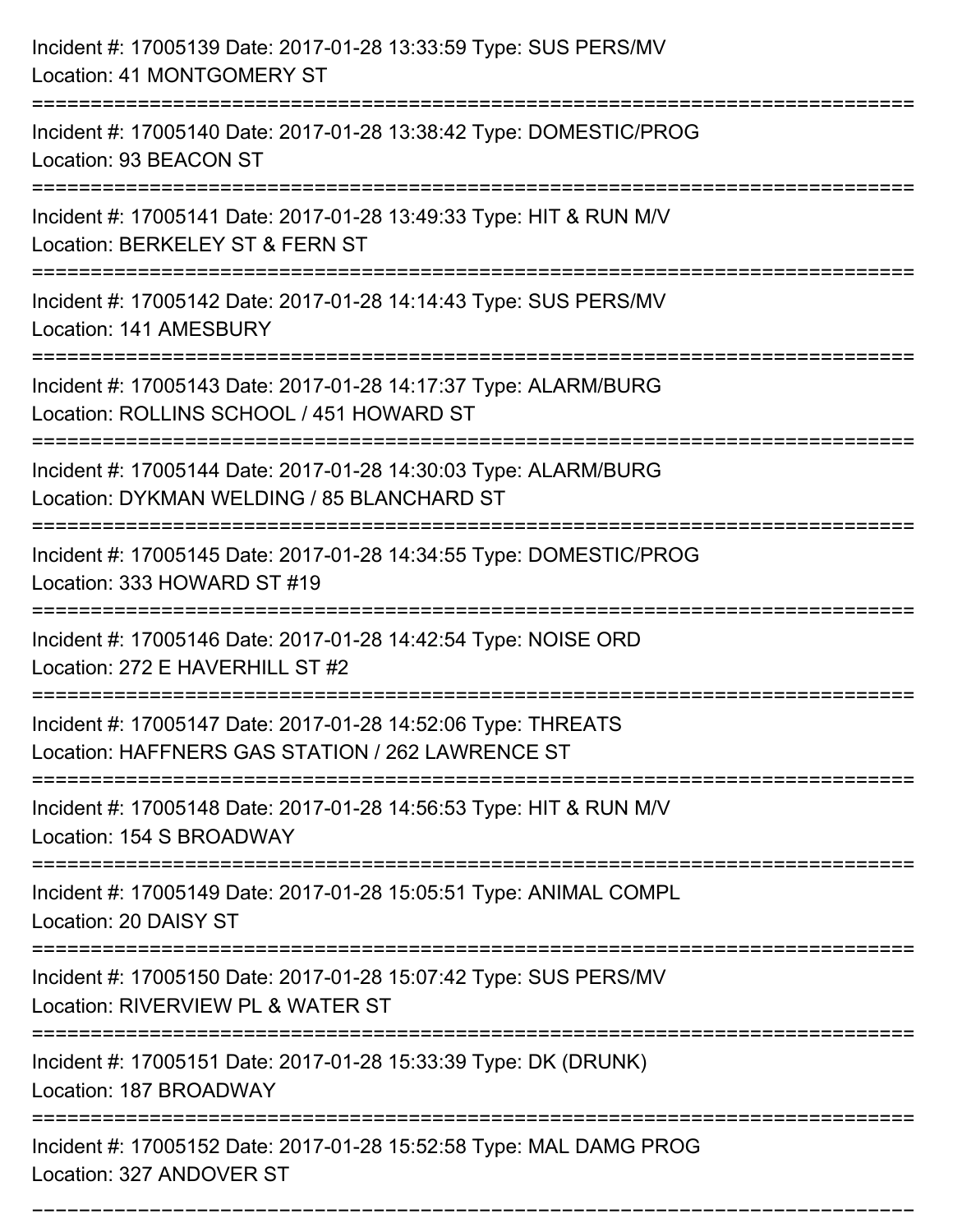Incident #: 17005139 Date: 2017-01-28 13:33:59 Type: SUS PERS/MV
Location: 41 MONTGOMERY ST

===========================================================================

Incident #: 17005140 Date: 2017-01-28 13:38:42 Type: DOMESTIC/PROG
Location: 93 BEACON ST

===========================================================================

Incident #: 17005141 Date: 2017-01-28 13:49:33 Type: HIT & RUN M/V
Location: BERKELEY ST & FERN ST

===========================================================================

Incident #: 17005142 Date: 2017-01-28 14:14:43 Type: SUS PERS/MV
Location: 141 AMESBURY

===========================================================================

Incident #: 17005143 Date: 2017-01-28 14:17:37 Type: ALARM/BURG
Location: ROLLINS SCHOOL / 451 HOWARD ST

===========================================================================

Incident #: 17005144 Date: 2017-01-28 14:30:03 Type: ALARM/BURG
Location: DYKMAN WELDING / 85 BLANCHARD ST

===========================================================================

Incident #: 17005145 Date: 2017-01-28 14:34:55 Type: DOMESTIC/PROG
Location: 333 HOWARD ST #19

===========================================================================

Incident #: 17005146 Date: 2017-01-28 14:42:54 Type: NOISE ORD
Location: 272 E HAVERHILL ST #2

===========================================================================

Incident #: 17005147 Date: 2017-01-28 14:52:06 Type: THREATS
Location: HAFFNERS GAS STATION / 262 LAWRENCE ST

===========================================================================

Incident #: 17005148 Date: 2017-01-28 14:56:53 Type: HIT & RUN M/V
Location: 154 S BROADWAY

===========================================================================

Incident #: 17005149 Date: 2017-01-28 15:05:51 Type: ANIMAL COMPL
Location: 20 DAISY ST

===========================================================================

Incident #: 17005150 Date: 2017-01-28 15:07:42 Type: SUS PERS/MV
Location: RIVERVIEW PL & WATER ST

===========================================================================

Incident #: 17005151 Date: 2017-01-28 15:33:39 Type: DK (DRUNK)
Location: 187 BROADWAY

===========================================================================

Incident #: 17005152 Date: 2017-01-28 15:52:58 Type: MAL DAMG PROG
Location: 327 ANDOVER ST

===========================================================================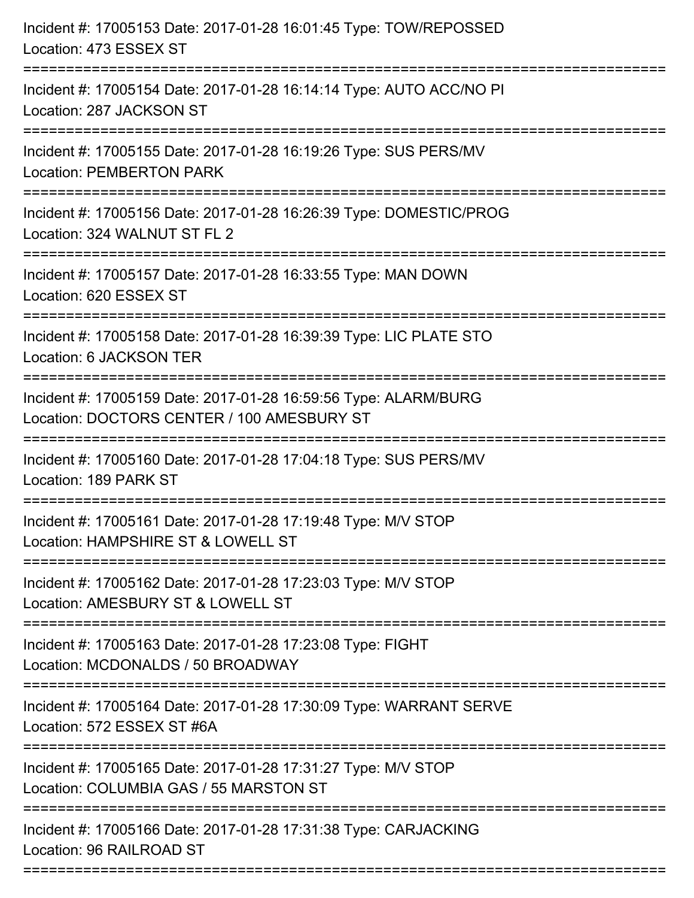Incident #: 17005153 Date: 2017-01-28 16:01:45 Type: TOW/REPOSSED
Location: 473 ESSEX ST

===========================================================================

Incident #: 17005154 Date: 2017-01-28 16:14:14 Type: AUTO ACC/NO PI
Location: 287 JACKSON ST

===========================================================================

Incident #: 17005155 Date: 2017-01-28 16:19:26 Type: SUS PERS/MV
Location: PEMBERTON PARK

===========================================================================

Incident #: 17005156 Date: 2017-01-28 16:26:39 Type: DOMESTIC/PROG
Location: 324 WALNUT ST FL 2

===========================================================================

Incident #: 17005157 Date: 2017-01-28 16:33:55 Type: MAN DOWN
Location: 620 ESSEX ST

===========================================================================

Incident #: 17005158 Date: 2017-01-28 16:39:39 Type: LIC PLATE STO
Location: 6 JACKSON TER

===========================================================================

Incident #: 17005159 Date: 2017-01-28 16:59:56 Type: ALARM/BURG
Location: DOCTORS CENTER / 100 AMESBURY ST

===========================================================================

Incident #: 17005160 Date: 2017-01-28 17:04:18 Type: SUS PERS/MV
Location: 189 PARK ST

===========================================================================

Incident #: 17005161 Date: 2017-01-28 17:19:48 Type: M/V STOP
Location: HAMPSHIRE ST & LOWELL ST

===========================================================================

Incident #: 17005162 Date: 2017-01-28 17:23:03 Type: M/V STOP
Location: AMESBURY ST & LOWELL ST

===========================================================================

Incident #: 17005163 Date: 2017-01-28 17:23:08 Type: FIGHT
Location: MCDONALDS / 50 BROADWAY

===========================================================================

Incident #: 17005164 Date: 2017-01-28 17:30:09 Type: WARRANT SERVE
Location: 572 ESSEX ST #6A

===========================================================================

Incident #: 17005165 Date: 2017-01-28 17:31:27 Type: M/V STOP
Location: COLUMBIA GAS / 55 MARSTON ST

===========================================================================

Incident #: 17005166 Date: 2017-01-28 17:31:38 Type: CARJACKING
Location: 96 RAILROAD ST

===========================================================================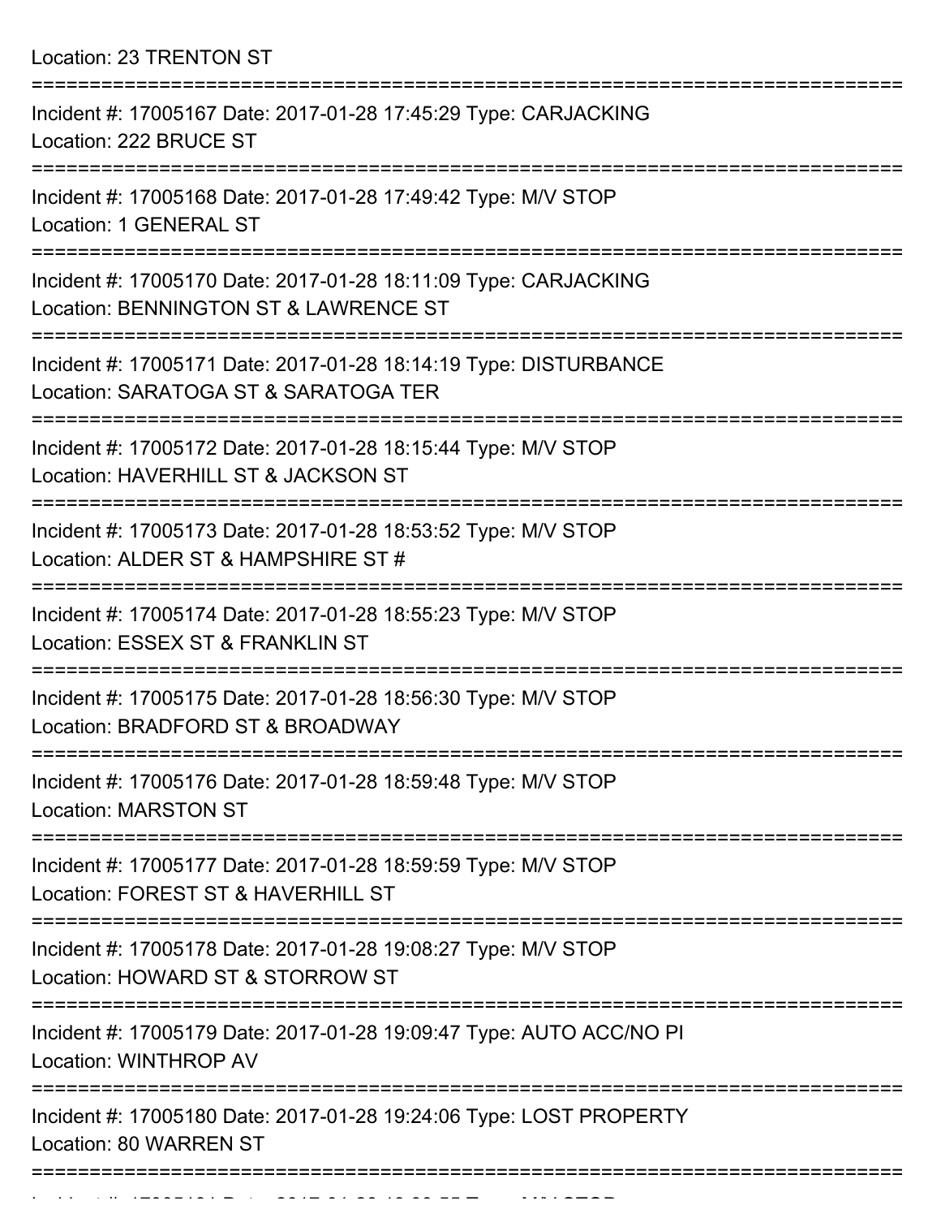Location: 23 TRENTON ST

===========================================================================

Incident #: 17005167 Date: 2017-01-28 17:45:29 Type: CARJACKING
Location: 222 BRUCE ST

===========================================================================

Incident #: 17005168 Date: 2017-01-28 17:49:42 Type: M/V STOP
Location: 1 GENERAL ST

===========================================================================

Incident #: 17005170 Date: 2017-01-28 18:11:09 Type: CARJACKING
Location: BENNINGTON ST & LAWRENCE ST

===========================================================================

Incident #: 17005171 Date: 2017-01-28 18:14:19 Type: DISTURBANCE
Location: SARATOGA ST & SARATOGA TER

===========================================================================

Incident #: 17005172 Date: 2017-01-28 18:15:44 Type: M/V STOP
Location: HAVERHILL ST & JACKSON ST

===========================================================================

Incident #: 17005173 Date: 2017-01-28 18:53:52 Type: M/V STOP
Location: ALDER ST & HAMPSHIRE ST #

===========================================================================

Incident #: 17005174 Date: 2017-01-28 18:55:23 Type: M/V STOP
Location: ESSEX ST & FRANKLIN ST

===========================================================================

Incident #: 17005175 Date: 2017-01-28 18:56:30 Type: M/V STOP
Location: BRADFORD ST & BROADWAY

===========================================================================

Incident #: 17005176 Date: 2017-01-28 18:59:48 Type: M/V STOP
Location: MARSTON ST

===========================================================================

Incident #: 17005177 Date: 2017-01-28 18:59:59 Type: M/V STOP
Location: FOREST ST & HAVERHILL ST

===========================================================================

Incident #: 17005178 Date: 2017-01-28 19:08:27 Type: M/V STOP
Location: HOWARD ST & STORROW ST

===========================================================================

Incident #: 17005179 Date: 2017-01-28 19:09:47 Type: AUTO ACC/NO PI
Location: WINTHROP AV

===========================================================================

Incident #: 17005180 Date: 2017-01-28 19:24:06 Type: LOST PROPERTY
Location: 80 WARREN ST

===========================================================================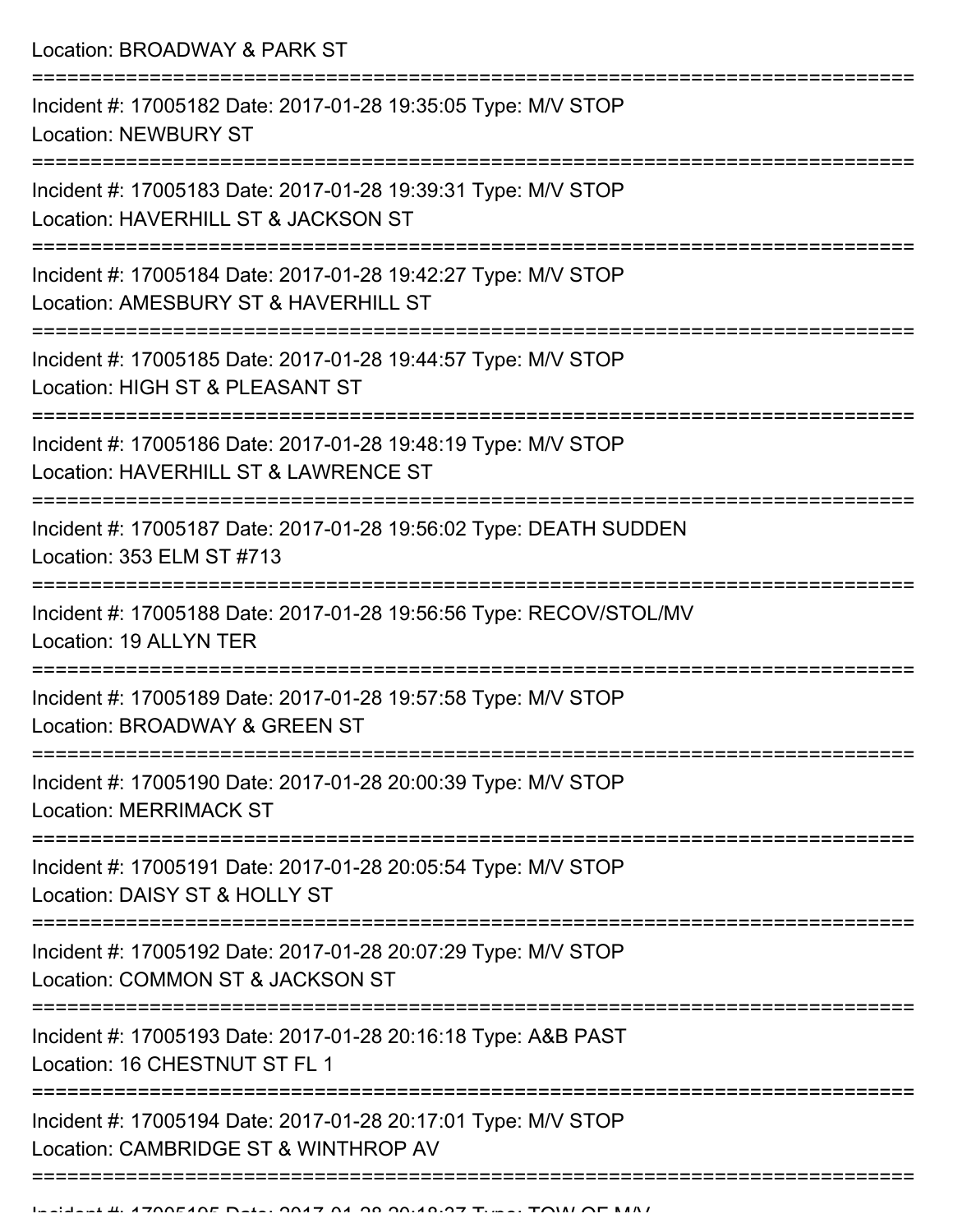Location: BROADWAY & PARK ST

===========================================================================

Incident #: 17005182 Date: 2017-01-28 19:35:05 Type: M/V STOP
Location: NEWBURY ST

===========================================================================

Incident #: 17005183 Date: 2017-01-28 19:39:31 Type: M/V STOP
Location: HAVERHILL ST & JACKSON ST

===========================================================================

Incident #: 17005184 Date: 2017-01-28 19:42:27 Type: M/V STOP
Location: AMESBURY ST & HAVERHILL ST

===========================================================================

Incident #: 17005185 Date: 2017-01-28 19:44:57 Type: M/V STOP
Location: HIGH ST & PLEASANT ST

===========================================================================

Incident #: 17005186 Date: 2017-01-28 19:48:19 Type: M/V STOP
Location: HAVERHILL ST & LAWRENCE ST

===========================================================================

Incident #: 17005187 Date: 2017-01-28 19:56:02 Type: DEATH SUDDEN
Location: 353 ELM ST #713

===========================================================================

Incident #: 17005188 Date: 2017-01-28 19:56:56 Type: RECOV/STOL/MV
Location: 19 ALLYN TER

===========================================================================

Incident #: 17005189 Date: 2017-01-28 19:57:58 Type: M/V STOP
Location: BROADWAY & GREEN ST

===========================================================================

Incident #: 17005190 Date: 2017-01-28 20:00:39 Type: M/V STOP
Location: MERRIMACK ST

===========================================================================

Incident #: 17005191 Date: 2017-01-28 20:05:54 Type: M/V STOP
Location: DAISY ST & HOLLY ST

===========================================================================

Incident #: 17005192 Date: 2017-01-28 20:07:29 Type: M/V STOP
Location: COMMON ST & JACKSON ST

===========================================================================

Incident #: 17005193 Date: 2017-01-28 20:16:18 Type: A&B PAST
Location: 16 CHESTNUT ST FL 1

===========================================================================

Incident #: 17005194 Date: 2017-01-28 20:17:01 Type: M/V STOP
Location: CAMBRIDGE ST & WINTHROP AV

===========================================================================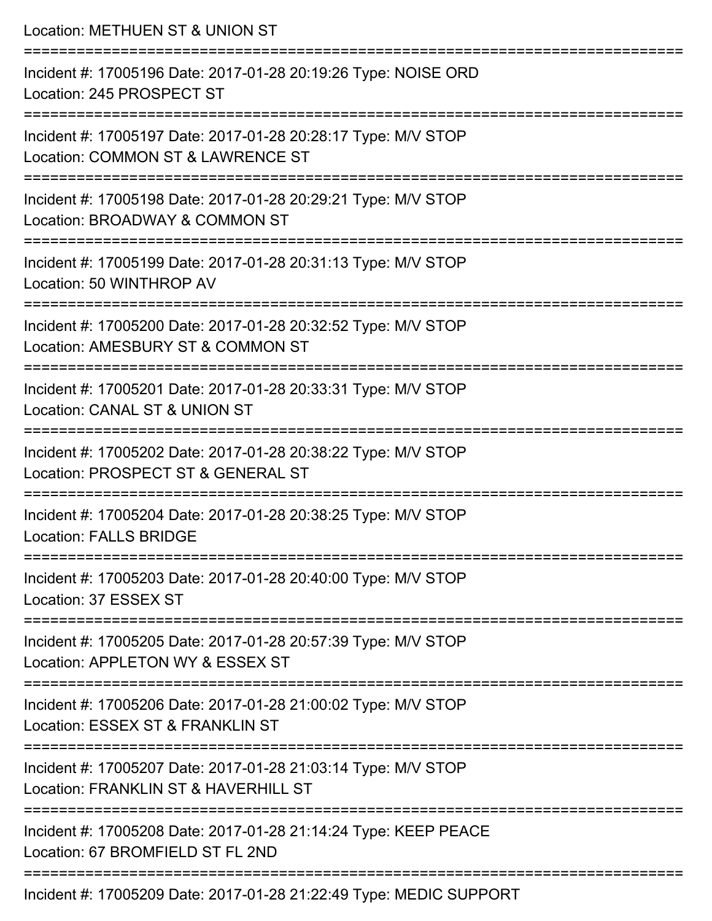Location: METHUEN ST & UNION ST

===========================================================================

Incident #: 17005196 Date: 2017-01-28 20:19:26 Type: NOISE ORD
Location: 245 PROSPECT ST

===========================================================================

Incident #: 17005197 Date: 2017-01-28 20:28:17 Type: M/V STOP
Location: COMMON ST & LAWRENCE ST

===========================================================================

Incident #: 17005198 Date: 2017-01-28 20:29:21 Type: M/V STOP
Location: BROADWAY & COMMON ST

===========================================================================

Incident #: 17005199 Date: 2017-01-28 20:31:13 Type: M/V STOP
Location: 50 WINTHROP AV

===========================================================================

Incident #: 17005200 Date: 2017-01-28 20:32:52 Type: M/V STOP
Location: AMESBURY ST & COMMON ST

===========================================================================

Incident #: 17005201 Date: 2017-01-28 20:33:31 Type: M/V STOP
Location: CANAL ST & UNION ST

===========================================================================

Incident #: 17005202 Date: 2017-01-28 20:38:22 Type: M/V STOP
Location: PROSPECT ST & GENERAL ST

===========================================================================

Incident #: 17005204 Date: 2017-01-28 20:38:25 Type: M/V STOP
Location: FALLS BRIDGE

===========================================================================

Incident #: 17005203 Date: 2017-01-28 20:40:00 Type: M/V STOP
Location: 37 ESSEX ST

===========================================================================

Incident #: 17005205 Date: 2017-01-28 20:57:39 Type: M/V STOP
Location: APPLETON WY & ESSEX ST

===========================================================================

Incident #: 17005206 Date: 2017-01-28 21:00:02 Type: M/V STOP
Location: ESSEX ST & FRANKLIN ST

===========================================================================

Incident #: 17005207 Date: 2017-01-28 21:03:14 Type: M/V STOP
Location: FRANKLIN ST & HAVERHILL ST

===========================================================================

Incident #: 17005208 Date: 2017-01-28 21:14:24 Type: KEEP PEACE
Location: 67 BROMFIELD ST FL 2ND

===========================================================================

Incident #: 17005209 Date: 2017-01-28 21:22:49 Type: MEDIC SUPPORT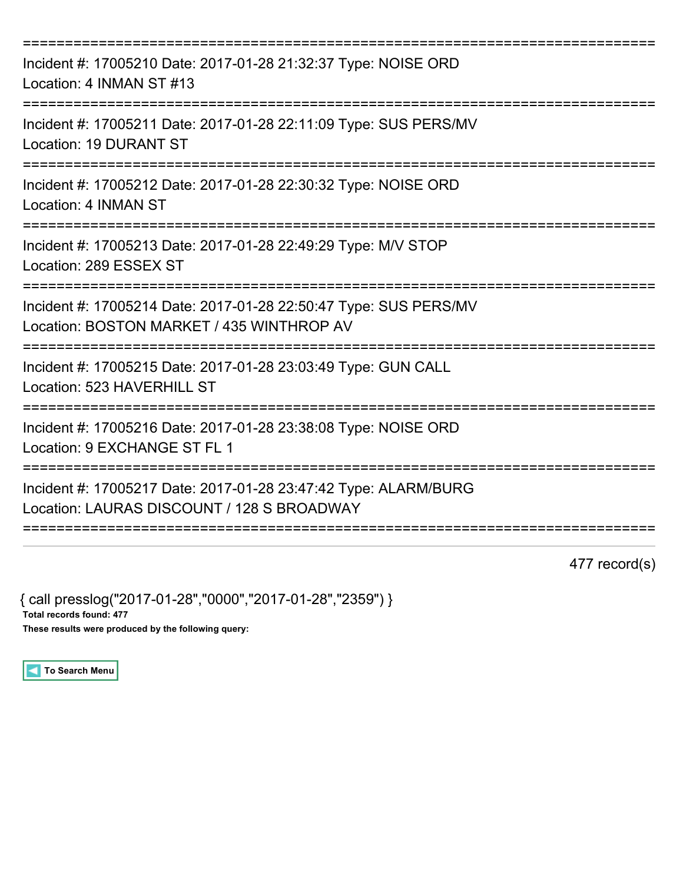===========================================================================

Incident #: 17005210 Date: 2017-01-28 21:32:37 Type: NOISE ORD
Location: 4 INMAN ST #13

===========================================================================

Incident #: 17005211 Date: 2017-01-28 22:11:09 Type: SUS PERS/MV
Location: 19 DURANT ST

===========================================================================

Incident #: 17005212 Date: 2017-01-28 22:30:32 Type: NOISE ORD
Location: 4 INMAN ST

===========================================================================

Incident #: 17005213 Date: 2017-01-28 22:49:29 Type: M/V STOP
Location: 289 ESSEX ST

===========================================================================

Incident #: 17005214 Date: 2017-01-28 22:50:47 Type: SUS PERS/MV
Location: BOSTON MARKET / 435 WINTHROP AV

===========================================================================

Incident #: 17005215 Date: 2017-01-28 23:03:49 Type: GUN CALL
Location: 523 HAVERHILL ST

===========================================================================

Incident #: 17005216 Date: 2017-01-28 23:38:08 Type: NOISE ORD
Location: 9 EXCHANGE ST FL 1

===========================================================================

Incident #: 17005217 Date: 2017-01-28 23:47:42 Type: ALARM/BURG
Location: LAURAS DISCOUNT / 128 S BROADWAY

===========================================================================

477 record(s)

{ call presslog("2017-01-28","0000","2017-01-28","2359") }

**Total records found: 477**

**These results were produced by the following query:**

To Search Menu